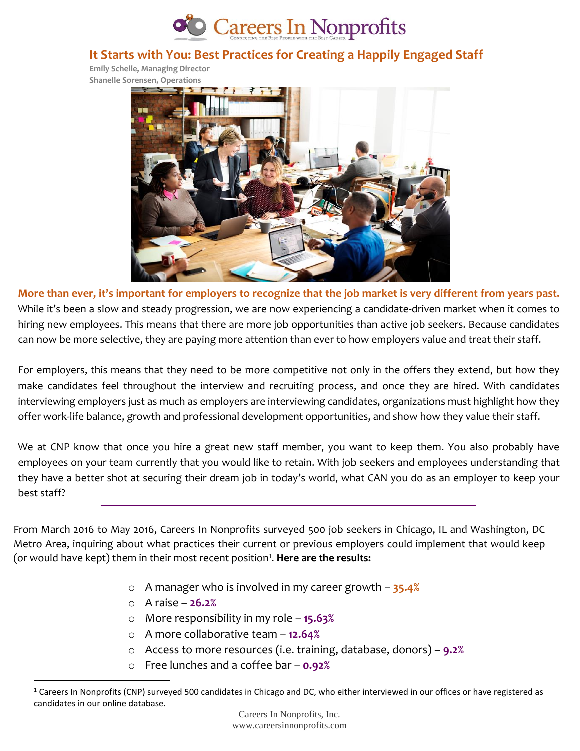Careers In Nonprofits

Connecting the Best People with the Best Causes.

## It Starts with You: Best Practices for Creating a Happily Engaged Staff

**Emily Schelle, Managing Director**
**Shanelle Sorensen, Operations**

**More than ever, it's important for employers to recognize that the job market is very different from years past.** While it's been a slow and steady progression, we are now experiencing a candidate-driven market when it comes to hiring new employees. This means that there are more job opportunities than active job seekers. Because candidates can now be more selective, they are paying more attention than ever to how employers value and treat their staff.

For employers, this means that they need to be more competitive not only in the offers they extend, but how they make candidates feel throughout the interview and recruiting process, and once they are hired. With candidates interviewing employers just as much as employers are interviewing candidates, organizations must highlight how they offer work-life balance, growth and professional development opportunities, and show how they value their staff.

We at CNP know that once you hire a great new staff member, you want to keep them. You also probably have employees on your team currently that you would like to retain. With job seekers and employees understanding that they have a better shot at securing their dream job in today's world, what CAN you do as an employer to keep your best staff?

---

From March 2016 to May 2016, Careers In Nonprofits surveyed 500 job seekers in Chicago, IL and Washington, DC Metro Area, inquiring about what practices their current or previous employers could implement that would keep (or would have kept) them in their most recent position[1]. **Here are the results:**

- A manager who is involved in my career growth – **35.4%**
- A raise – **26.2%**
- More responsibility in my role – **15.63%**
- A more collaborative team – **12.64%**
- Access to more resources (i.e. training, database, donors) – **9.2%**
- Free lunches and a coffee bar – **0.92%**

[1] Careers In Nonprofits (CNP) surveyed 500 candidates in Chicago and DC, who either interviewed in our offices or have registered as candidates in our online database.

Careers In Nonprofits, Inc.
www.careersinnonprofits.com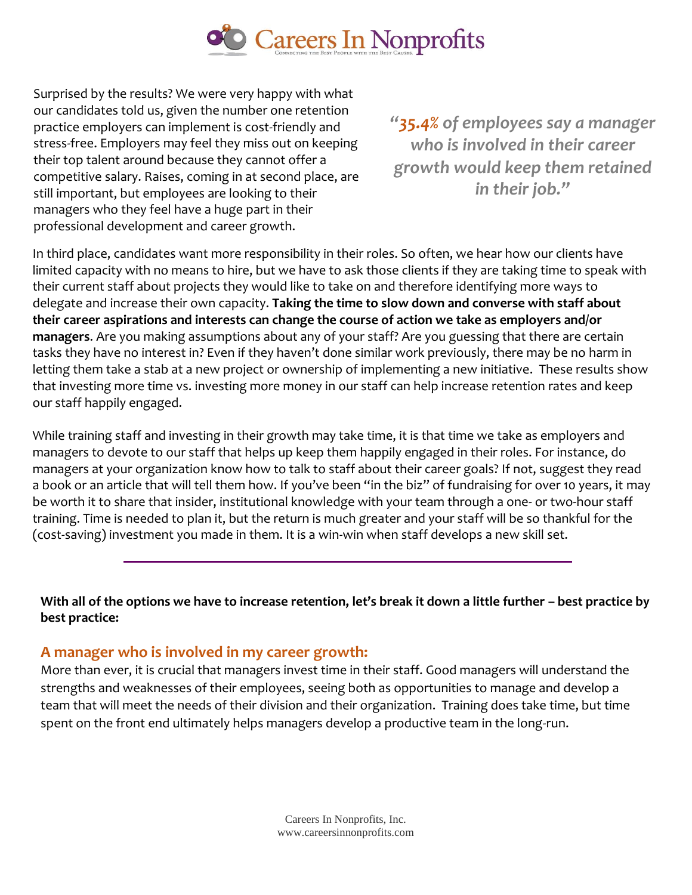Surprised by the results? We were very happy with what our candidates told us, given the number one retention practice employers can implement is cost-friendly and stress-free. Employers may feel they miss out on keeping their top talent around because they cannot offer a competitive salary. Raises, coming in at second place, are still important, but employees are looking to their managers who they feel have a huge part in their professional development and career growth.

> ***"35.4% of employees say a manager who is involved in their career growth would keep them retained in their job."***

In third place, candidates want more responsibility in their roles. So often, we hear how our clients have limited capacity with no means to hire, but we have to ask those clients if they are taking time to speak with their current staff about projects they would like to take on and therefore identifying more ways to delegate and increase their own capacity. **Taking the time to slow down and converse with staff about their career aspirations and interests can change the course of action we take as employers and/or managers**. Are you making assumptions about any of your staff? Are you guessing that there are certain tasks they have no interest in? Even if they haven't done similar work previously, there may be no harm in letting them take a stab at a new project or ownership of implementing a new initiative. These results show that investing more time vs. investing more money in our staff can help increase retention rates and keep our staff happily engaged.

While training staff and investing in their growth may take time, it is that time we take as employers and managers to devote to our staff that helps up keep them happily engaged in their roles. For instance, do managers at your organization know how to talk to staff about their career goals? If not, suggest they read a book or an article that will tell them how. If you've been "in the biz" of fundraising for over 10 years, it may be worth it to share that insider, institutional knowledge with your team through a one- or two-hour staff training. Time is needed to plan it, but the return is much greater and your staff will be so thankful for the (cost-saving) investment you made in them. It is a win-win when staff develops a new skill set.

---

**With all of the options we have to increase retention, let's break it down a little further – best practice by best practice:**

## A manager who is involved in my career growth:

More than ever, it is crucial that managers invest time in their staff. Good managers will understand the strengths and weaknesses of their employees, seeing both as opportunities to manage and develop a team that will meet the needs of their division and their organization. Training does take time, but time spent on the front end ultimately helps managers develop a productive team in the long-run.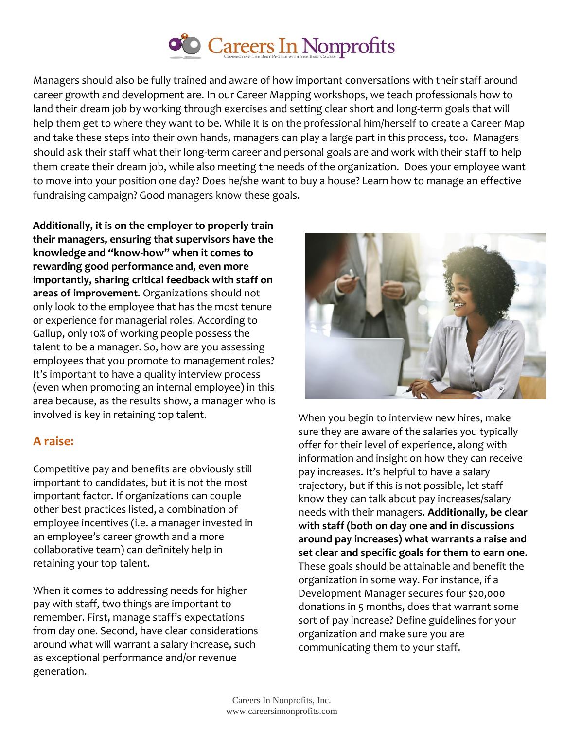Managers should also be fully trained and aware of how important conversations with their staff around career growth and development are. In our Career Mapping workshops, we teach professionals how to land their dream job by working through exercises and setting clear short and long-term goals that will help them get to where they want to be. While it is on the professional him/herself to create a Career Map and take these steps into their own hands, managers can play a large part in this process, too. Managers should ask their staff what their long-term career and personal goals are and work with their staff to help them create their dream job, while also meeting the needs of the organization. Does your employee want to move into your position one day? Does he/she want to buy a house? Learn how to manage an effective fundraising campaign? Good managers know these goals.

**Additionally, it is on the employer to properly train their managers, ensuring that supervisors have the knowledge and "know-how" when it comes to rewarding good performance and, even more importantly, sharing critical feedback with staff on areas of improvement.** Organizations should not only look to the employee that has the most tenure or experience for managerial roles. According to Gallup, only 10% of working people possess the talent to be a manager. So, how are you assessing employees that you promote to management roles? It's important to have a quality interview process (even when promoting an internal employee) in this area because, as the results show, a manager who is involved is key in retaining top talent.

## A raise:

Competitive pay and benefits are obviously still important to candidates, but it is not the most important factor. If organizations can couple other best practices listed, a combination of employee incentives (i.e. a manager invested in an employee's career growth and a more collaborative team) can definitely help in retaining your top talent.

When it comes to addressing needs for higher pay with staff, two things are important to remember. First, manage staff's expectations from day one. Second, have clear considerations around what will warrant a salary increase, such as exceptional performance and/or revenue generation.

When you begin to interview new hires, make sure they are aware of the salaries you typically offer for their level of experience, along with information and insight on how they can receive pay increases. It's helpful to have a salary trajectory, but if this is not possible, let staff know they can talk about pay increases/salary needs with their managers. **Additionally, be clear with staff (both on day one and in discussions around pay increases) what warrants a raise and set clear and specific goals for them to earn one.** These goals should be attainable and benefit the organization in some way. For instance, if a Development Manager secures four $20,000 donations in 5 months, does that warrant some sort of pay increase? Define guidelines for your organization and make sure you are communicating them to your staff.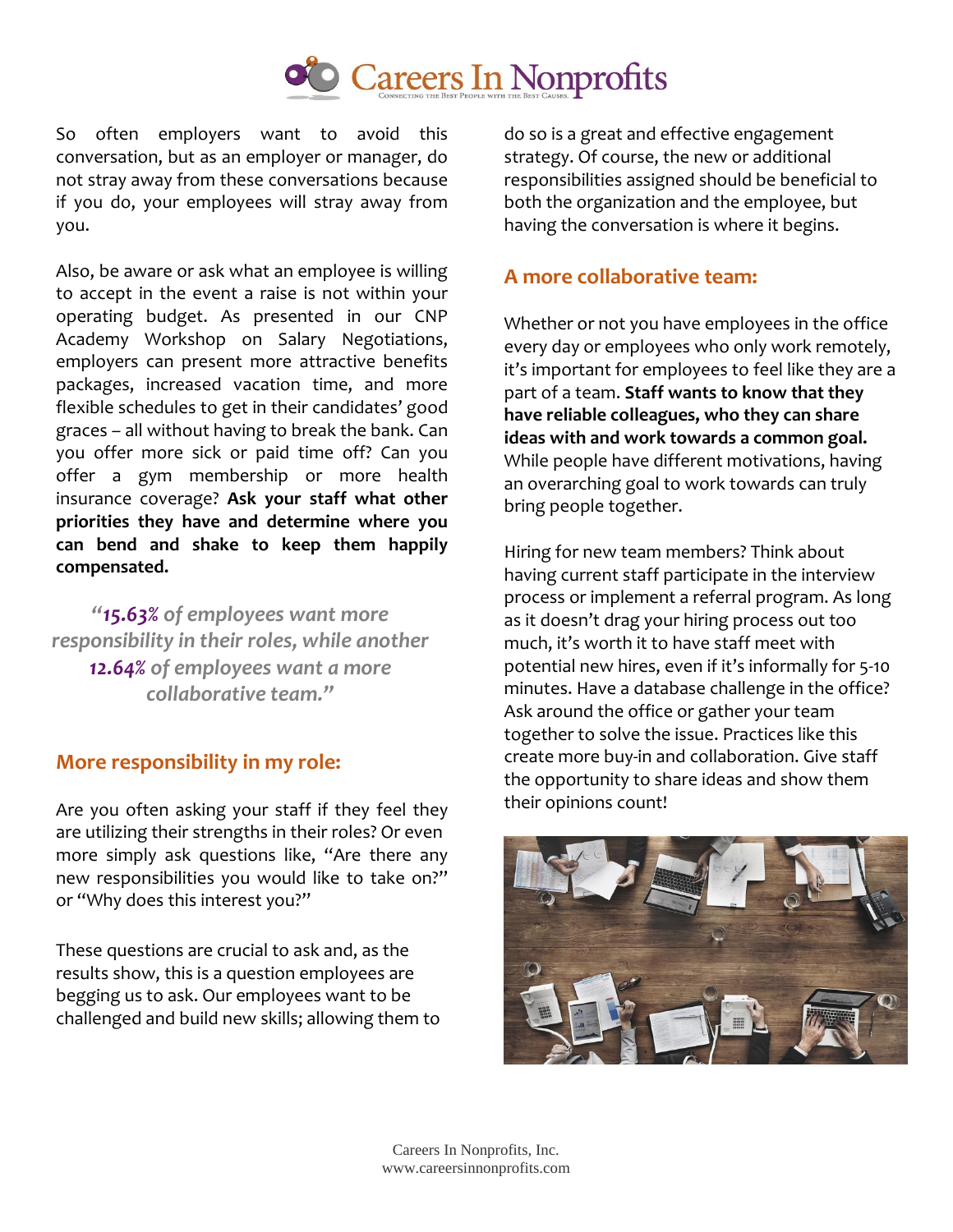So often employers want to avoid this conversation, but as an employer or manager, do not stray away from these conversations because if you do, your employees will stray away from you.

Also, be aware or ask what an employee is willing to accept in the event a raise is not within your operating budget. As presented in our CNP Academy Workshop on Salary Negotiations, employers can present more attractive benefits packages, increased vacation time, and more flexible schedules to get in their candidates' good graces – all without having to break the bank. Can you offer more sick or paid time off? Can you offer a gym membership or more health insurance coverage? **Ask your staff what other priorities they have and determine where you can bend and shake to keep them happily compensated.**

> *"**15.63%** of employees want more responsibility in their roles, while another **12.64%** of employees want a more collaborative team."*

## More responsibility in my role:

Are you often asking your staff if they feel they are utilizing their strengths in their roles? Or even more simply ask questions like, "Are there any new responsibilities you would like to take on?" or "Why does this interest you?"

These questions are crucial to ask and, as the results show, this is a question employees are begging us to ask. Our employees want to be challenged and build new skills; allowing them to do so is a great and effective engagement strategy. Of course, the new or additional responsibilities assigned should be beneficial to both the organization and the employee, but having the conversation is where it begins.

## A more collaborative team:

Whether or not you have employees in the office every day or employees who only work remotely, it's important for employees to feel like they are a part of a team. **Staff wants to know that they have reliable colleagues, who they can share ideas with and work towards a common goal.** While people have different motivations, having an overarching goal to work towards can truly bring people together.

Hiring for new team members? Think about having current staff participate in the interview process or implement a referral program. As long as it doesn't drag your hiring process out too much, it's worth it to have staff meet with potential new hires, even if it's informally for 5-10 minutes. Have a database challenge in the office? Ask around the office or gather your team together to solve the issue. Practices like this create more buy-in and collaboration. Give staff the opportunity to share ideas and show them their opinions count!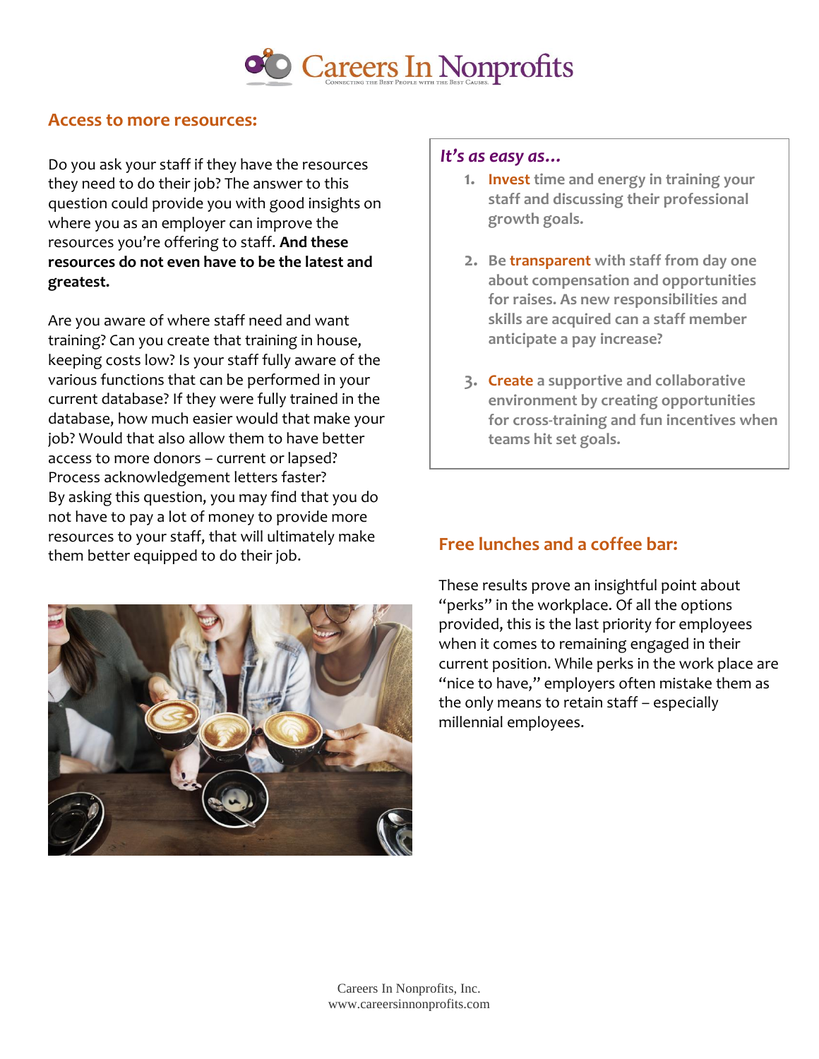## Access to more resources:

Do you ask your staff if they have the resources they need to do their job? The answer to this question could provide you with good insights on where you as an employer can improve the resources you're offering to staff. **And these resources do not even have to be the latest and greatest.**

Are you aware of where staff need and want training? Can you create that training in house, keeping costs low? Is your staff fully aware of the various functions that can be performed in your current database? If they were fully trained in the database, how much easier would that make your job? Would that also allow them to have better access to more donors – current or lapsed? Process acknowledgement letters faster? By asking this question, you may find that you do not have to pay a lot of money to provide more resources to your staff, that will ultimately make them better equipped to do their job.

### *It's as easy as…*

1. **Invest** time and energy in training your staff and discussing their professional growth goals.
2. Be **transparent** with staff from day one about compensation and opportunities for raises. As new responsibilities and skills are acquired can a staff member anticipate a pay increase?
3. **Create** a supportive and collaborative environment by creating opportunities for cross-training and fun incentives when teams hit set goals.

## Free lunches and a coffee bar:

These results prove an insightful point about "perks" in the workplace. Of all the options provided, this is the last priority for employees when it comes to remaining engaged in their current position. While perks in the work place are "nice to have," employers often mistake them as the only means to retain staff – especially millennial employees.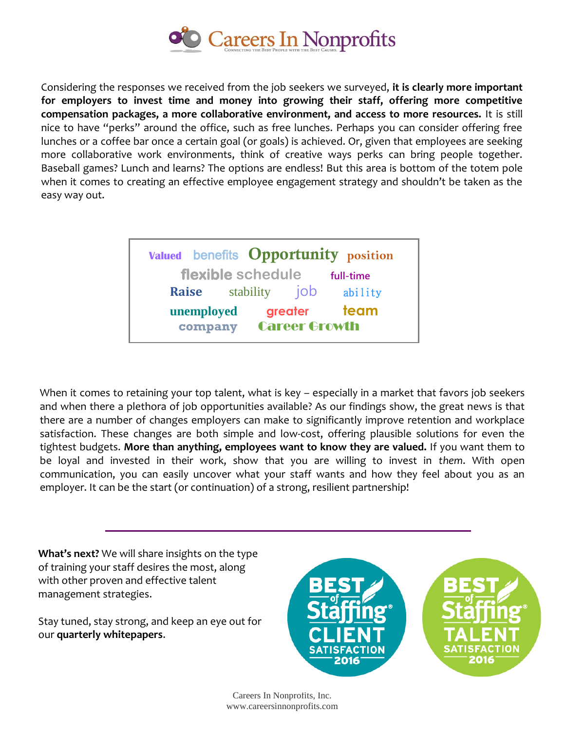Considering the responses we received from the job seekers we surveyed, **it is clearly more important for employers to invest time and money into growing their staff, offering more competitive compensation packages, a more collaborative environment, and access to more resources.** It is still nice to have "perks" around the office, such as free lunches. Perhaps you can consider offering free lunches or a coffee bar once a certain goal (or goals) is achieved. Or, given that employees are seeking more collaborative work environments, think of creative ways perks can bring people together. Baseball games? Lunch and learns? The options are endless! But this area is bottom of the totem pole when it comes to creating an effective employee engagement strategy and shouldn't be taken as the easy way out.

Valued benefits Opportunity position
flexible schedule full-time
Raise stability job ability
unemployed greater team
company Career Growth

When it comes to retaining your top talent, what is key – especially in a market that favors job seekers and when there a plethora of job opportunities available? As our findings show, the great news is that there are a number of changes employers can make to significantly improve retention and workplace satisfaction. These changes are both simple and low-cost, offering plausible solutions for even the tightest budgets. **More than anything, employees want to know they are valued.** If you want them to be loyal and invested in their work, show that you are willing to invest in *them*. With open communication, you can easily uncover what your staff wants and how they feel about you as an employer. It can be the start (or continuation) of a strong, resilient partnership!

---

**What's next?** We will share insights on the type of training your staff desires the most, along with other proven and effective talent management strategies.

Stay tuned, stay strong, and keep an eye out for our **quarterly whitepapers**.

BEST of Staffing® CLIENT SATISFACTION 2016

BEST of Staffing® TALENT SATISFACTION 2016

Careers In Nonprofits, Inc.
www.careersinnonprofits.com